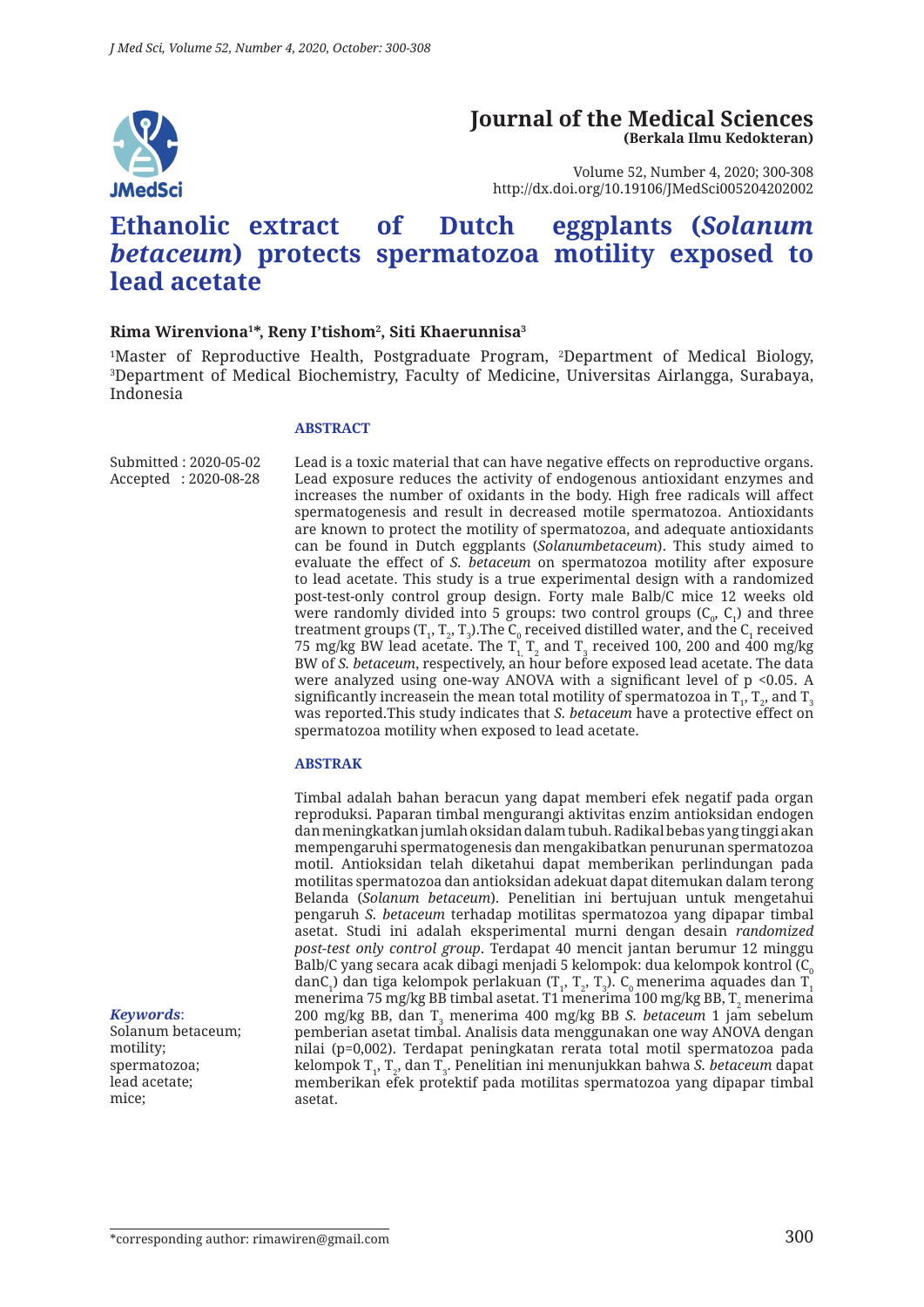# Journal of the Medical Sciences
**(Berkala Ilmu Kedokteran)**

Volume 52, Number 4, 2020; 300-308
http://dx.doi.org/10.19106/JMedSci005204202002

# Ethanolic extract of Dutch eggplants (*Solanum betaceum*) protects spermatozoa motility exposed to lead acetate

**Rima Wirenviona[1]*, Reny I'tishom[2], Siti Khaerunnisa[3]**

[1]Master of Reproductive Health, Postgraduate Program, [2]Department of Medical Biology, [3]Department of Medical Biochemistry, Faculty of Medicine, Universitas Airlangga, Surabaya, Indonesia

Submitted : 2020-05-02
Accepted : 2020-08-28

## ABSTRACT

Lead is a toxic material that can have negative effects on reproductive organs. Lead exposure reduces the activity of endogenous antioxidant enzymes and increases the number of oxidants in the body. High free radicals will affect spermatogenesis and result in decreased motile spermatozoa. Antioxidants are known to protect the motility of spermatozoa, and adequate antioxidants can be found in Dutch eggplants (*Solanumbetaceum*). This study aimed to evaluate the effect of *S. betaceum* on spermatozoa motility after exposure to lead acetate. This study is a true experimental design with a randomized post-test-only control group design. Forty male Balb/C mice 12 weeks old were randomly divided into 5 groups: two control groups ($C_0$, $C_1$) and three treatment groups ($T_1$, $T_2$, $T_3$).The $C_0$ received distilled water, and the $C_1$ received 75 mg/kg BW lead acetate. The $T_1$, $T_2$ and $T_3$ received 100, 200 and 400 mg/kg BW of *S. betaceum*, respectively, an hour before exposed lead acetate. The data were analyzed using one-way ANOVA with a significant level of $p < 0.05$. A significantly increasein the mean total motility of spermatozoa in $T_1$, $T_2$, and $T_3$ was reported.This study indicates that *S. betaceum* have a protective effect on spermatozoa motility when exposed to lead acetate.

## ABSTRAK

Timbal adalah bahan beracun yang dapat memberi efek negatif pada organ reproduksi. Paparan timbal mengurangi aktivitas enzim antioksidan endogen dan meningkatkan jumlah oksidan dalam tubuh. Radikal bebas yang tinggi akan mempengaruhi spermatogenesis dan mengakibatkan penurunan spermatozoa motil. Antioksidan telah diketahui dapat memberikan perlindungan pada motilitas spermatozoa dan antioksidan adekuat dapat ditemukan dalam terong Belanda (*Solanum betaceum*). Penelitian ini bertujuan untuk mengetahui pengaruh *S. betaceum* terhadap motilitas spermatozoa yang dipapar timbal asetat. Studi ini adalah eksperimental murni dengan desain *randomized post-test only control group*. Terdapat 40 mencit jantan berumur 12 minggu Balb/C yang secara acak dibagi menjadi 5 kelompok: dua kelompok kontrol ($C_0$ dan$C_1$) dan tiga kelompok perlakuan ($T_1$, $T_2$, $T_3$). $C_0$ menerima aquades dan $T_1$ menerima 75 mg/kg BB timbal asetat. T1 menerima 100 mg/kg BB, $T_2$ menerima 200 mg/kg BB, dan $T_3$ menerima 400 mg/kg BB *S. betaceum* 1 jam sebelum pemberian asetat timbal. Analisis data menggunakan one way ANOVA dengan nilai (p=0,002). Terdapat peningkatan rerata total motil spermatozoa pada kelompok $T_1$, $T_2$, dan $T_3$. Penelitian ini menunjukkan bahwa *S. betaceum* dapat memberikan efek protektif pada motilitas spermatozoa yang dipapar timbal asetat.

***Keywords***:
Solanum betaceum;
motility;
spermatozoa;
lead acetate;
mice;

*corresponding author: rimawiren@gmail.com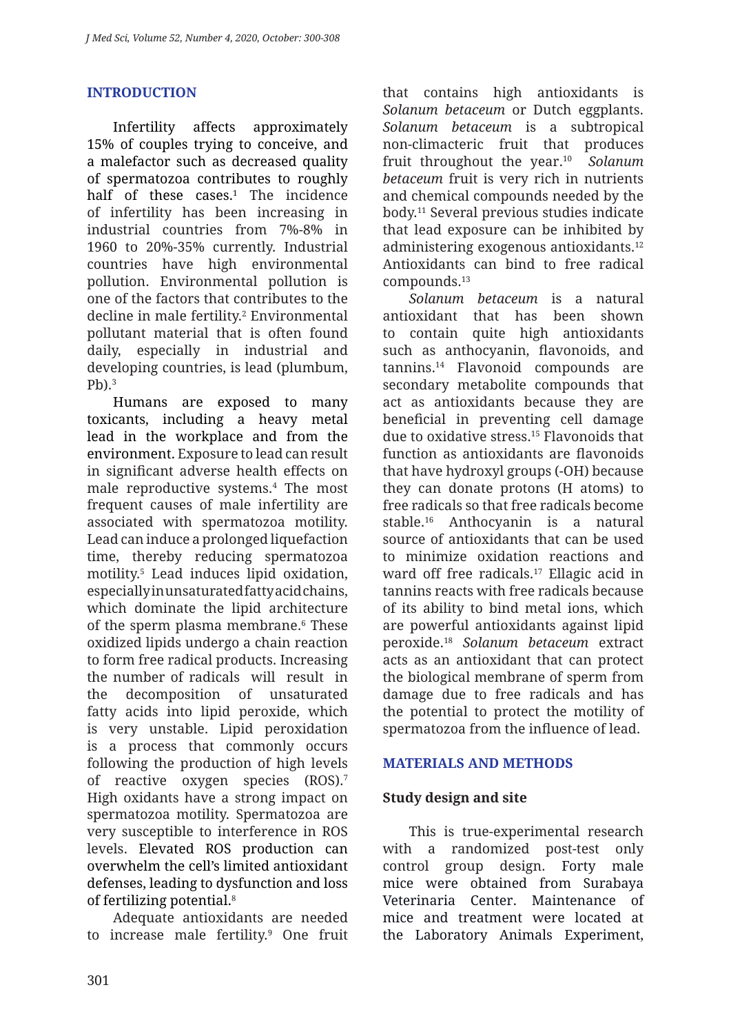## INTRODUCTION

Infertility affects approximately 15% of couples trying to conceive, and a malefactor such as decreased quality of spermatozoa contributes to roughly half of these cases.[1] The incidence of infertility has been increasing in industrial countries from 7%-8% in 1960 to 20%-35% currently. Industrial countries have high environmental pollution. Environmental pollution is one of the factors that contributes to the decline in male fertility.[2] Environmental pollutant material that is often found daily, especially in industrial and developing countries, is lead (plumbum, Pb).[3]

Humans are exposed to many toxicants, including a heavy metal lead in the workplace and from the environment. Exposure to lead can result in significant adverse health effects on male reproductive systems.[4] The most frequent causes of male infertility are associated with spermatozoa motility. Lead can induce a prolonged liquefaction time, thereby reducing spermatozoa motility.[5] Lead induces lipid oxidation, especially in unsaturated fatty acid chains, which dominate the lipid architecture of the sperm plasma membrane.[6] These oxidized lipids undergo a chain reaction to form free radical products. Increasing the number of radicals will result in the decomposition of unsaturated fatty acids into lipid peroxide, which is very unstable. Lipid peroxidation is a process that commonly occurs following the production of high levels of reactive oxygen species (ROS).[7] High oxidants have a strong impact on spermatozoa motility. Spermatozoa are very susceptible to interference in ROS levels. Elevated ROS production can overwhelm the cell's limited antioxidant defenses, leading to dysfunction and loss of fertilizing potential.[8]

Adequate antioxidants are needed to increase male fertility.[9] One fruit that contains high antioxidants is *Solanum betaceum* or Dutch eggplants. *Solanum betaceum* is a subtropical non-climacteric fruit that produces fruit throughout the year.[10] *Solanum betaceum* fruit is very rich in nutrients and chemical compounds needed by the body.[11] Several previous studies indicate that lead exposure can be inhibited by administering exogenous antioxidants.[12] Antioxidants can bind to free radical compounds.[13]

*Solanum betaceum* is a natural antioxidant that has been shown to contain quite high antioxidants such as anthocyanin, flavonoids, and tannins.[14] Flavonoid compounds are secondary metabolite compounds that act as antioxidants because they are beneficial in preventing cell damage due to oxidative stress.[15] Flavonoids that function as antioxidants are flavonoids that have hydroxyl groups (-OH) because they can donate protons (H atoms) to free radicals so that free radicals become stable.[16] Anthocyanin is a natural source of antioxidants that can be used to minimize oxidation reactions and ward off free radicals.[17] Ellagic acid in tannins reacts with free radicals because of its ability to bind metal ions, which are powerful antioxidants against lipid peroxide.[18] *Solanum betaceum* extract acts as an antioxidant that can protect the biological membrane of sperm from damage due to free radicals and has the potential to protect the motility of spermatozoa from the influence of lead.

## MATERIALS AND METHODS

### Study design and site

This is true-experimental research with a randomized post-test only control group design. Forty male mice were obtained from Surabaya Veterinaria Center. Maintenance of mice and treatment were located at the Laboratory Animals Experiment,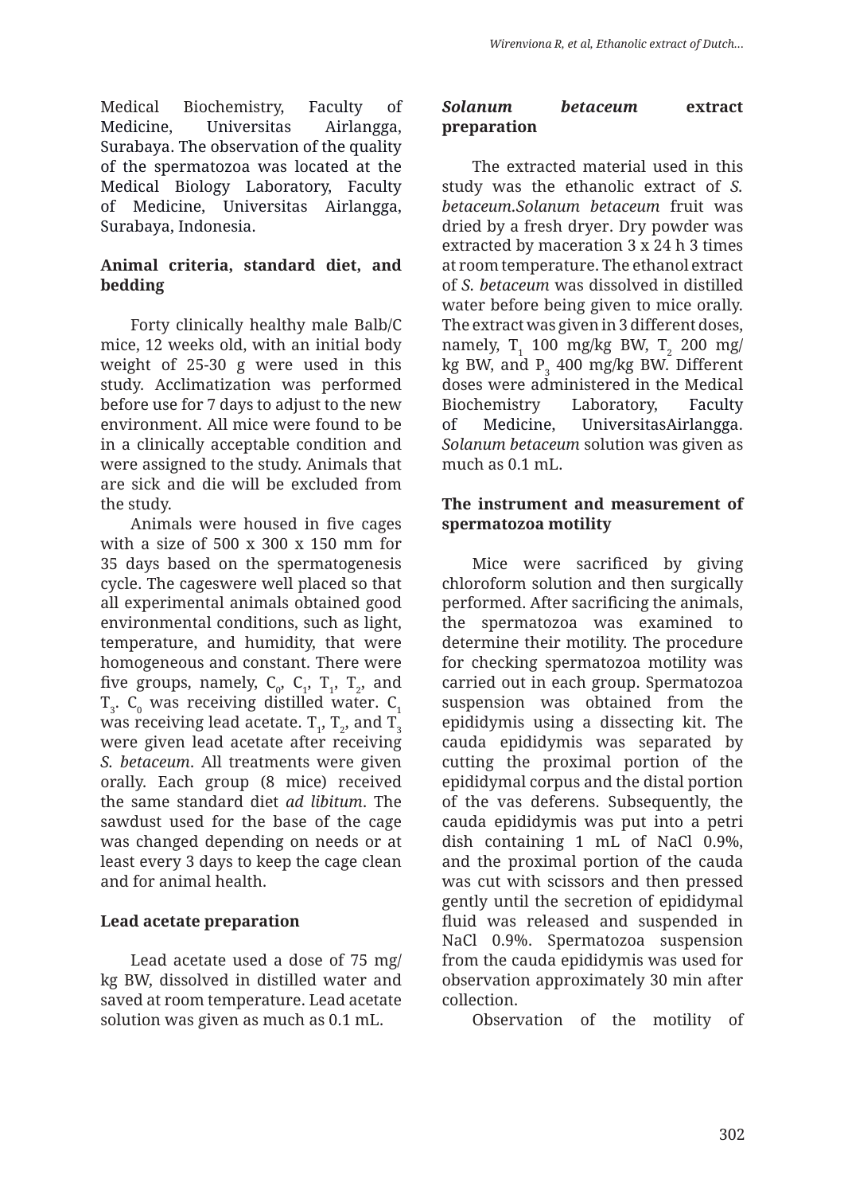Medical Biochemistry, Faculty of Medicine, Universitas Airlangga, Surabaya. The observation of the quality of the spermatozoa was located at the Medical Biology Laboratory, Faculty of Medicine, Universitas Airlangga, Surabaya, Indonesia.

### Animal criteria, standard diet, and bedding

Forty clinically healthy male Balb/C mice, 12 weeks old, with an initial body weight of 25-30 g were used in this study. Acclimatization was performed before use for 7 days to adjust to the new environment. All mice were found to be in a clinically acceptable condition and were assigned to the study. Animals that are sick and die will be excluded from the study.

Animals were housed in five cages with a size of 500 x 300 x 150 mm for 35 days based on the spermatogenesis cycle. The cageswere well placed so that all experimental animals obtained good environmental conditions, such as light, temperature, and humidity, that were homogeneous and constant. There were five groups, namely, $C_0$, $C_1$, $T_1$, $T_2$, and $T_3$. $C_0$ was receiving distilled water. $C_1$ was receiving lead acetate. $T_1$, $T_2$, and $T_3$ were given lead acetate after receiving *S. betaceum*. All treatments were given orally. Each group (8 mice) received the same standard diet *ad libitum*. The sawdust used for the base of the cage was changed depending on needs or at least every 3 days to keep the cage clean and for animal health.

### Lead acetate preparation

Lead acetate used a dose of 75 mg/kg BW, dissolved in distilled water and saved at room temperature. Lead acetate solution was given as much as 0.1 mL.

### *Solanum betaceum* extract preparation

The extracted material used in this study was the ethanolic extract of *S. betaceum.Solanum betaceum* fruit was dried by a fresh dryer. Dry powder was extracted by maceration 3 x 24 h 3 times at room temperature. The ethanol extract of *S. betaceum* was dissolved in distilled water before being given to mice orally. The extract was given in 3 different doses, namely, $T_1$ 100 mg/kg BW, $T_2$ 200 mg/kg BW, and $P_3$ 400 mg/kg BW. Different doses were administered in the Medical Biochemistry Laboratory, Faculty of Medicine, UniversitasAirlangga. *Solanum betaceum* solution was given as much as 0.1 mL.

### The instrument and measurement of spermatozoa motility

Mice were sacrificed by giving chloroform solution and then surgically performed. After sacrificing the animals, the spermatozoa was examined to determine their motility. The procedure for checking spermatozoa motility was carried out in each group. Spermatozoa suspension was obtained from the epididymis using a dissecting kit. The cauda epididymis was separated by cutting the proximal portion of the epididymal corpus and the distal portion of the vas deferens. Subsequently, the cauda epididymis was put into a petri dish containing 1 mL of NaCl 0.9%, and the proximal portion of the cauda was cut with scissors and then pressed gently until the secretion of epididymal fluid was released and suspended in NaCl 0.9%. Spermatozoa suspension from the cauda epididymis was used for observation approximately 30 min after collection.

Observation of the motility of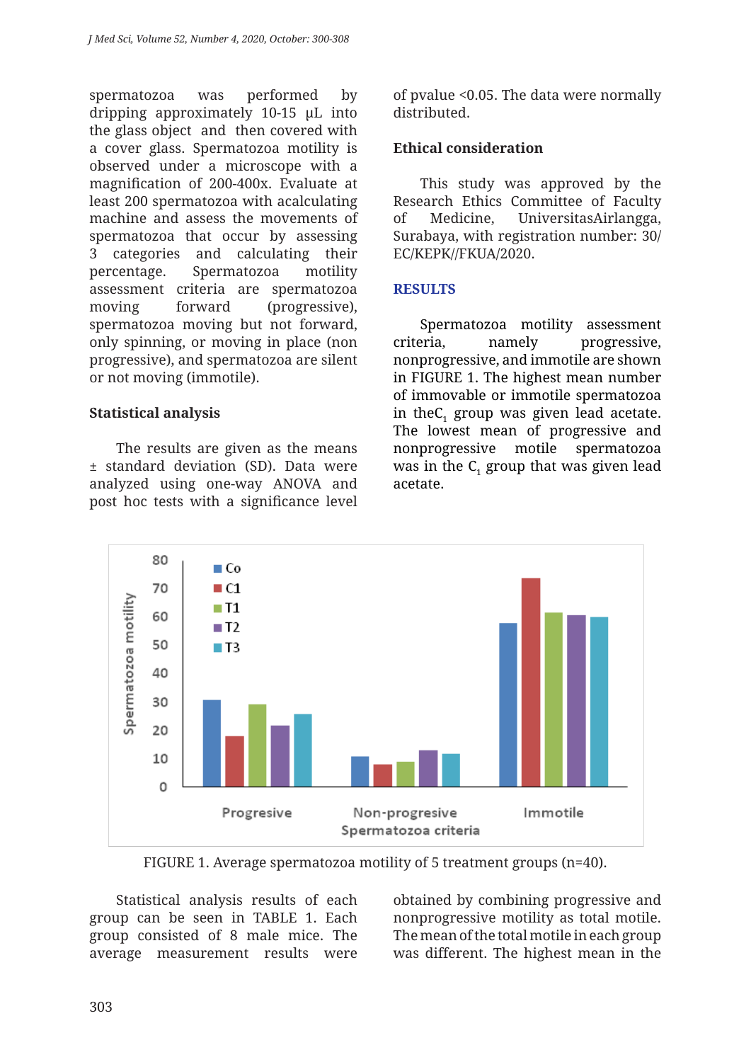spermatozoa was performed by dripping approximately 10-15 µL into the glass object and then covered with a cover glass. Spermatozoa motility is observed under a microscope with a magnification of 200-400x. Evaluate at least 200 spermatozoa with acalculating machine and assess the movements of spermatozoa that occur by assessing 3 categories and calculating their percentage. Spermatozoa motility assessment criteria are spermatozoa moving forward (progressive), spermatozoa moving but not forward, only spinning, or moving in place (non progressive), and spermatozoa are silent or not moving (immotile).

### Statistical analysis

The results are given as the means ± standard deviation (SD). Data were analyzed using one-way ANOVA and post hoc tests with a significance level of pvalue <0.05. The data were normally distributed.

### Ethical consideration

This study was approved by the Research Ethics Committee of Faculty of Medicine, UniversitasAirlangga, Surabaya, with registration number: 30/ EC/KEPK//FKUA/2020.

## RESULTS

Spermatozoa motility assessment criteria, namely progressive, nonprogressive, and immotile are shown in FIGURE 1. The highest mean number of immovable or immotile spermatozoa in the$C_1$ group was given lead acetate. The lowest mean of progressive and nonprogressive motile spermatozoa was in the $C_1$ group that was given lead acetate.

FIGURE 1. Average spermatozoa motility of 5 treatment groups (n=40).

Statistical analysis results of each group can be seen in TABLE 1. Each group consisted of 8 male mice. The average measurement results were obtained by combining progressive and nonprogressive motility as total motile. The mean of the total motile in each group was different. The highest mean in the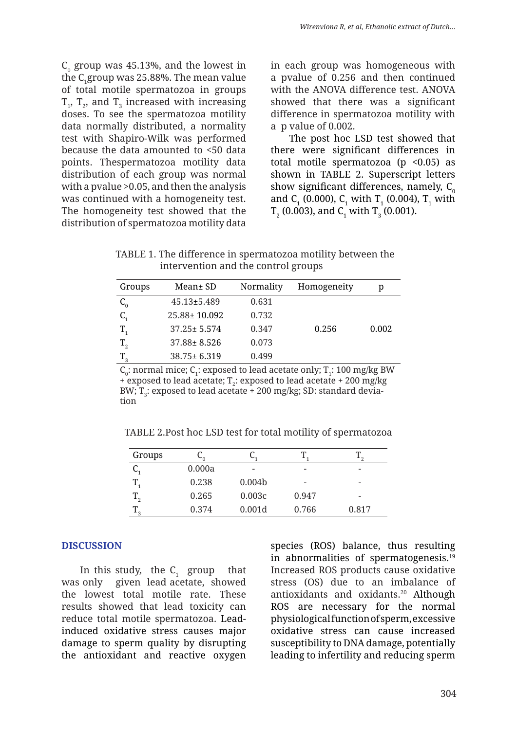$C_o$ group was 45.13%, and the lowest in the $C_1$group was 25.88%. The mean value of total motile spermatozoa in groups $T_1$, $T_2$, and $T_3$ increased with increasing doses. To see the spermatozoa motility data normally distributed, a normality test with Shapiro-Wilk was performed because the data amounted to <50 data points. Thespermatozoa motility data distribution of each group was normal with a pvalue >0.05, and then the analysis was continued with a homogeneity test. The homogeneity test showed that the distribution of spermatozoa motility data in each group was homogeneous with a pvalue of 0.256 and then continued with the ANOVA difference test. ANOVA showed that there was a significant difference in spermatozoa motility with a p value of 0.002.

The post hoc LSD test showed that there were significant differences in total motile spermatozoa ($p < 0.05$) as shown in TABLE 2. Superscript letters show significant differences, namely, $C_0$ and $C_1$ (0.000), $C_1$ with $T_1$ (0.004), $T_1$ with $T_2$ (0.003), and $C_1$ with $T_3$ (0.001).

TABLE 1. The difference in spermatozoa motility between the intervention and the control groups

| Groups | Mean± SD | Normality | Homogeneity | p |
|---|---|---|---|---|
| $C_0$ | 45.13±5.489 | 0.631 | | |
| $C_1$ | 25.88± 10.092 | 0.732 | | |
| $T_1$ | 37.25± 5.574 | 0.347 | 0.256 | 0.002 |
| $T_2$ | 37.88± 8.526 | 0.073 | | |
| $T_3$ | 38.75± 6.319 | 0.499 | | |

$C_0$: normal mice; $C_1$: exposed to lead acetate only; $T_1$: 100 mg/kg BW + exposed to lead acetate; $T_2$: exposed to lead acetate + 200 mg/kg BW; $T_3$: exposed to lead acetate + 200 mg/kg; SD: standard deviation

TABLE 2.Post hoc LSD test for total motility of spermatozoa

| Groups | $C_0$ | $C_1$ | $T_1$ | $T_2$ |
|---|---|---|---|---|
| $C_1$ | 0.000a | - | - | - |
| $T_1$ | 0.238 | 0.004b | - | - |
| $T_2$ | 0.265 | 0.003c | 0.947 | - |
| $T_3$ | 0.374 | 0.001d | 0.766 | 0.817 |

## DISCUSSION

In this study, the $C_1$ group that was only given lead acetate, showed the lowest total motile rate. These results showed that lead toxicity can reduce total motile spermatozoa. Lead-induced oxidative stress causes major damage to sperm quality by disrupting the antioxidant and reactive oxygen species (ROS) balance, thus resulting in abnormalities of spermatogenesis.[19] Increased ROS products cause oxidative stress (OS) due to an imbalance of antioxidants and oxidants.[20] Although ROS are necessary for the normal physiological function of sperm, excessive oxidative stress can cause increased susceptibility to DNA damage, potentially leading to infertility and reducing sperm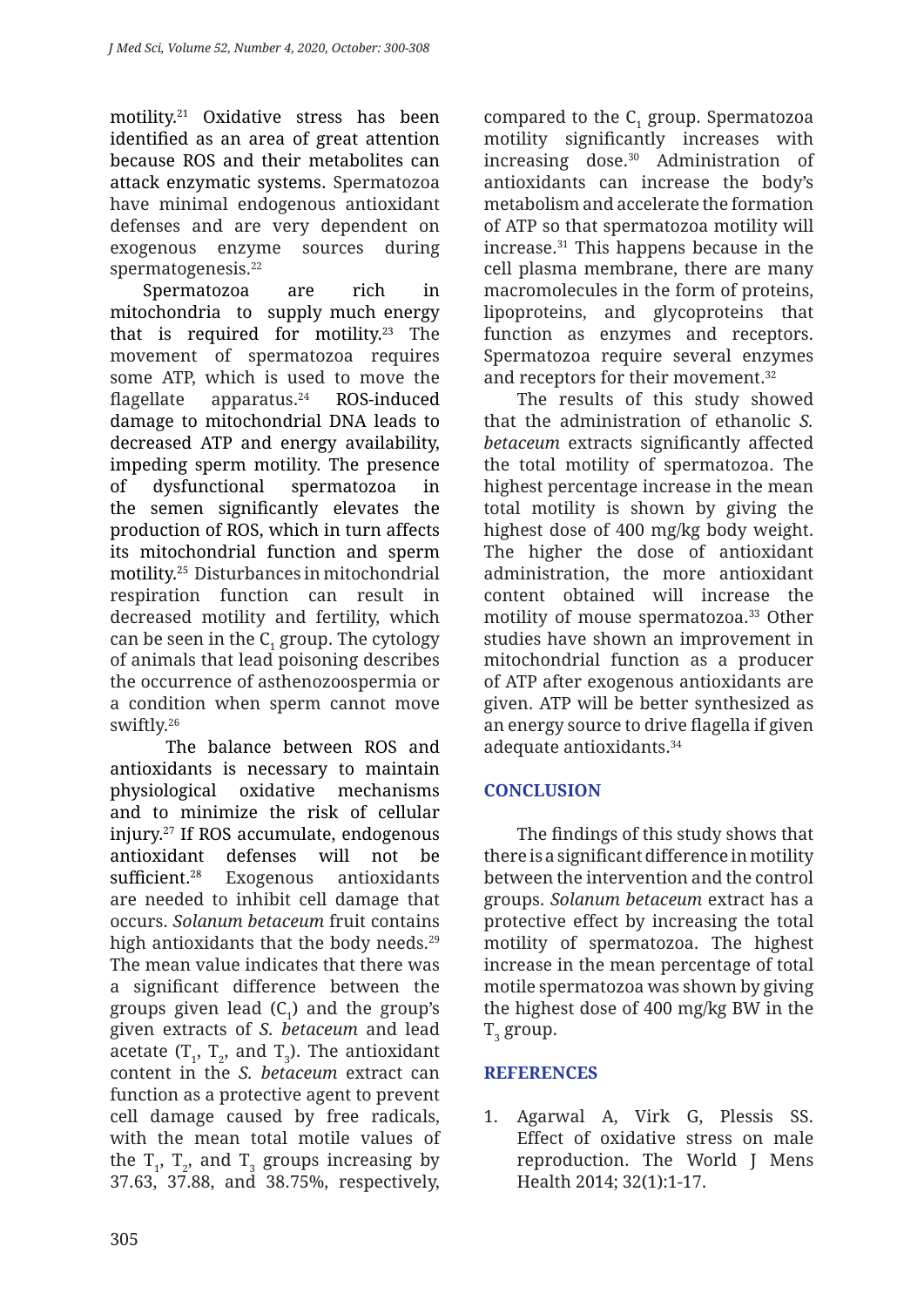motility.[21] Oxidative stress has been identified as an area of great attention because ROS and their metabolites can attack enzymatic systems. Spermatozoa have minimal endogenous antioxidant defenses and are very dependent on exogenous enzyme sources during spermatogenesis.[22]

Spermatozoa are rich in mitochondria to supply much energy that is required for motility.[23] The movement of spermatozoa requires some ATP, which is used to move the flagellate apparatus.[24] ROS-induced damage to mitochondrial DNA leads to decreased ATP and energy availability, impeding sperm motility. The presence of dysfunctional spermatozoa in the semen significantly elevates the production of ROS, which in turn affects its mitochondrial function and sperm motility.[25] Disturbances in mitochondrial respiration function can result in decreased motility and fertility, which can be seen in the $C_1$ group. The cytology of animals that lead poisoning describes the occurrence of asthenozoospermia or a condition when sperm cannot move swiftly.[26]

The balance between ROS and antioxidants is necessary to maintain physiological oxidative mechanisms and to minimize the risk of cellular injury.[27] If ROS accumulate, endogenous antioxidant defenses will not be sufficient.[28] Exogenous antioxidants are needed to inhibit cell damage that occurs. *Solanum betaceum* fruit contains high antioxidants that the body needs.[29] The mean value indicates that there was a significant difference between the groups given lead ($C_1$) and the group's given extracts of *S. betaceum* and lead acetate ($T_1$, $T_2$, and $T_3$). The antioxidant content in the *S. betaceum* extract can function as a protective agent to prevent cell damage caused by free radicals, with the mean total motile values of the $T_1$, $T_2$, and $T_3$ groups increasing by 37.63, 37.88, and 38.75%, respectively, compared to the $C_1$ group. Spermatozoa motility significantly increases with increasing dose.[30] Administration of antioxidants can increase the body's metabolism and accelerate the formation of ATP so that spermatozoa motility will increase.[31] This happens because in the cell plasma membrane, there are many macromolecules in the form of proteins, lipoproteins, and glycoproteins that function as enzymes and receptors. Spermatozoa require several enzymes and receptors for their movement.[32]

The results of this study showed that the administration of ethanolic *S. betaceum* extracts significantly affected the total motility of spermatozoa. The highest percentage increase in the mean total motility is shown by giving the highest dose of 400 mg/kg body weight. The higher the dose of antioxidant administration, the more antioxidant content obtained will increase the motility of mouse spermatozoa.[33] Other studies have shown an improvement in mitochondrial function as a producer of ATP after exogenous antioxidants are given. ATP will be better synthesized as an energy source to drive flagella if given adequate antioxidants.[34]

## CONCLUSION

The findings of this study shows that there is a significant difference in motility between the intervention and the control groups. *Solanum betaceum* extract has a protective effect by increasing the total motility of spermatozoa. The highest increase in the mean percentage of total motile spermatozoa was shown by giving the highest dose of 400 mg/kg BW in the $T_3$ group.

## REFERENCES

1. Agarwal A, Virk G, Plessis SS. Effect of oxidative stress on male reproduction. The World J Mens Health 2014; 32(1):1-17.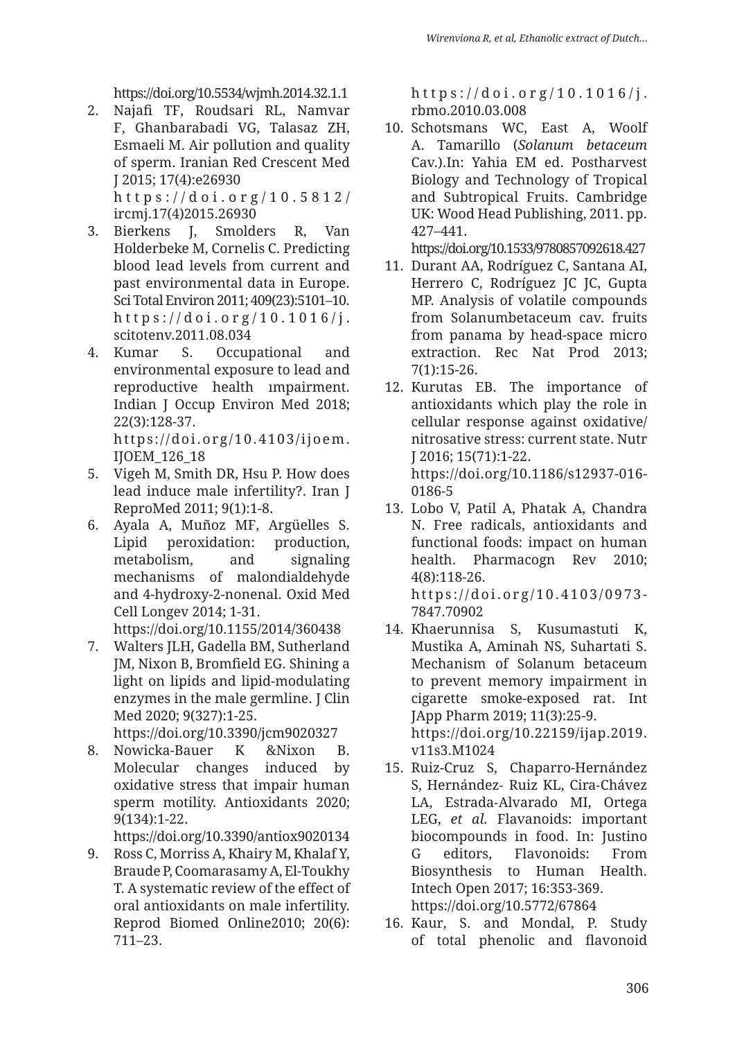https://doi.org/10.5534/wjmh.2014.32.1.1

2. Najafi TF, Roudsari RL, Namvar F, Ghanbarabadi VG, Talasaz ZH, Esmaeli M. Air pollution and quality of sperm. Iranian Red Crescent Med J 2015; 17(4):e26930 https://doi.org/10.5812/ircmj.17(4)2015.26930
3. Bierkens J, Smolders R, Van Holderbeke M, Cornelis C. Predicting blood lead levels from current and past environmental data in Europe. Sci Total Environ 2011; 409(23):5101–10. https://doi.org/10.1016/j.scitotenv.2011.08.034
4. Kumar S. Occupational and environmental exposure to lead and reproductive health ımpairment. Indian J Occup Environ Med 2018; 22(3):128-37. https://doi.org/10.4103/ijoem.IJOEM_126_18
5. Vigeh M, Smith DR, Hsu P. How does lead induce male infertility?. Iran J ReproMed 2011; 9(1):1-8.
6. Ayala A, Muñoz MF, Argüelles S. Lipid peroxidation: production, metabolism, and signaling mechanisms of malondialdehyde and 4-hydroxy-2-nonenal. Oxid Med Cell Longev 2014; 1-31. https://doi.org/10.1155/2014/360438
7. Walters JLH, Gadella BM, Sutherland JM, Nixon B, Bromfield EG. Shining a light on lipids and lipid-modulating enzymes in the male germline. J Clin Med 2020; 9(327):1-25. https://doi.org/10.3390/jcm9020327
8. Nowicka-Bauer K &Nixon B. Molecular changes induced by oxidative stress that impair human sperm motility. Antioxidants 2020; 9(134):1-22. https://doi.org/10.3390/antiox9020134
9. Ross C, Morriss A, Khairy M, Khalaf Y, Braude P, Coomarasamy A, El-Toukhy T. A systematic review of the effect of oral antioxidants on male infertility. Reprod Biomed Online2010; 20(6): 711–23. https://doi.org/10.1016/j.rbmo.2010.03.008
10. Schotsmans WC, East A, Woolf A. Tamarillo (*Solanum betaceum* Cav.).In: Yahia EM ed. Postharvest Biology and Technology of Tropical and Subtropical Fruits. Cambridge UK: Wood Head Publishing, 2011. pp. 427–441. https://doi.org/10.1533/9780857092618.427
11. Durant AA, Rodríguez C, Santana AI, Herrero C, Rodríguez JC JC, Gupta MP. Analysis of volatile compounds from Solanumbetaceum cav. fruits from panama by head-space micro extraction. Rec Nat Prod 2013; 7(1):15-26.
12. Kurutas EB. The importance of antioxidants which play the role in cellular response against oxidative/nitrosative stress: current state. Nutr J 2016; 15(71):1-22. https://doi.org/10.1186/s12937-016-0186-5
13. Lobo V, Patil A, Phatak A, Chandra N. Free radicals, antioxidants and functional foods: impact on human health. Pharmacogn Rev 2010; 4(8):118-26. https://doi.org/10.4103/0973-7847.70902
14. Khaerunnisa S, Kusumastuti K, Mustika A, Aminah NS, Suhartati S. Mechanism of Solanum betaceum to prevent memory impairment in cigarette smoke-exposed rat. Int JApp Pharm 2019; 11(3):25-9. https://doi.org/10.22159/ijap.2019.v11s3.M1024
15. Ruiz-Cruz S, Chaparro-Hernández S, Hernández- Ruiz KL, Cira-Chávez LA, Estrada-Alvarado MI, Ortega LEG, *et al.* Flavanoids: important biocompounds in food. In: Justino G editors, Flavonoids: From Biosynthesis to Human Health. Intech Open 2017; 16:353-369. https://doi.org/10.5772/67864
16. Kaur, S. and Mondal, P. Study of total phenolic and flavonoid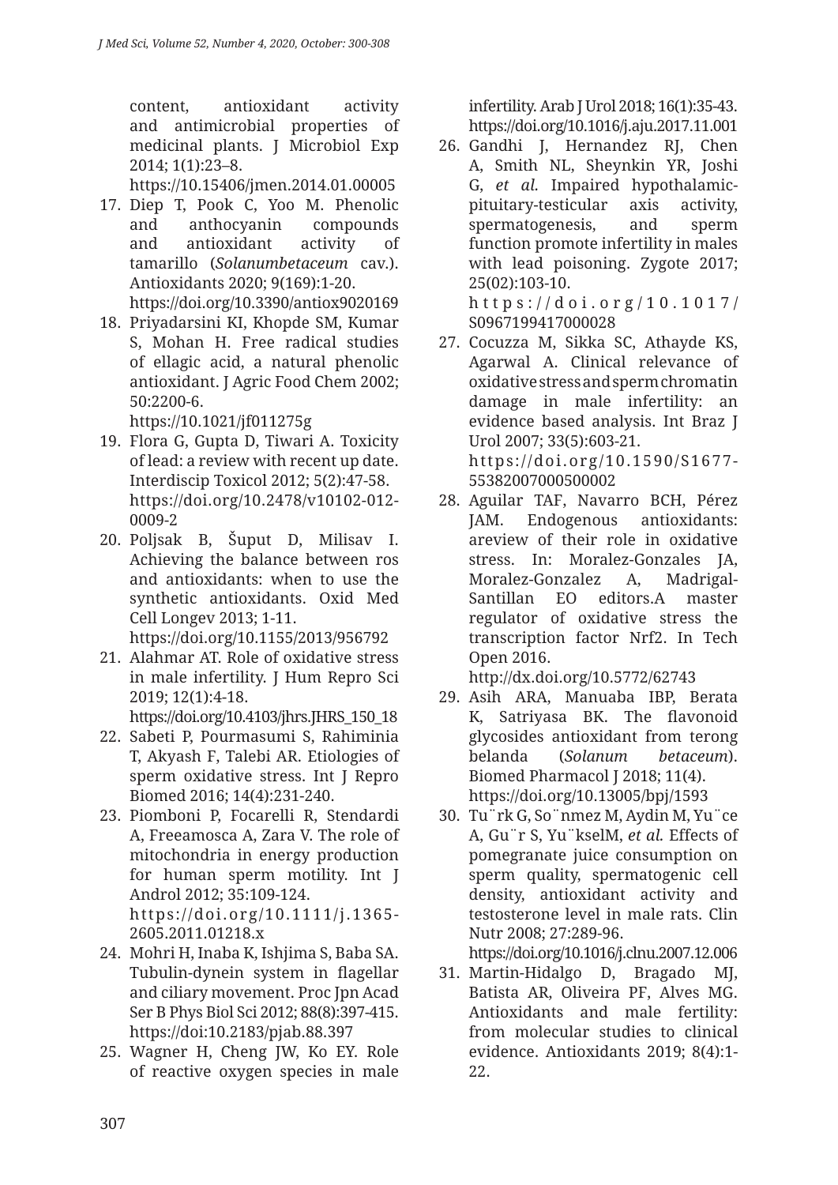content, antioxidant activity and antimicrobial properties of medicinal plants. J Microbiol Exp 2014; 1(1):23–8. https://10.15406/jmen.2014.01.00005

17. Diep T, Pook C, Yoo M. Phenolic and anthocyanin compounds and antioxidant activity of tamarillo (*Solanumbetaceum* cav.). Antioxidants 2020; 9(169):1-20. https://doi.org/10.3390/antiox9020169
18. Priyadarsini KI, Khopde SM, Kumar S, Mohan H. Free radical studies of ellagic acid, a natural phenolic antioxidant. J Agric Food Chem 2002; 50:2200-6. https://10.1021/jf011275g
19. Flora G, Gupta D, Tiwari A. Toxicity of lead: a review with recent up date. Interdiscip Toxicol 2012; 5(2):47-58. https://doi.org/10.2478/v10102-012-0009-2
20. Poljsak B, Šuput D, Milisav I. Achieving the balance between ros and antioxidants: when to use the synthetic antioxidants. Oxid Med Cell Longev 2013; 1-11. https://doi.org/10.1155/2013/956792
21. Alahmar AT. Role of oxidative stress in male infertility. J Hum Repro Sci 2019; 12(1):4-18. https://doi.org/10.4103/jhrs.JHRS_150_18
22. Sabeti P, Pourmasumi S, Rahiminia T, Akyash F, Talebi AR. Etiologies of sperm oxidative stress. Int J Repro Biomed 2016; 14(4):231-240.
23. Piomboni P, Focarelli R, Stendardi A, Freeamosca A, Zara V. The role of mitochondria in energy production for human sperm motility. Int J Androl 2012; 35:109-124. https://doi.org/10.1111/j.1365-2605.2011.01218.x
24. Mohri H, Inaba K, Ishjima S, Baba SA. Tubulin-dynein system in flagellar and ciliary movement. Proc Jpn Acad Ser B Phys Biol Sci 2012; 88(8):397-415. https://doi:10.2183/pjab.88.397
25. Wagner H, Cheng JW, Ko EY. Role of reactive oxygen species in male infertility. Arab J Urol 2018; 16(1):35-43. https://doi.org/10.1016/j.aju.2017.11.001
26. Gandhi J, Hernandez RJ, Chen A, Smith NL, Sheynkin YR, Joshi G, *et al.* Impaired hypothalamic-pituitary-testicular axis activity, spermatogenesis, and sperm function promote infertility in males with lead poisoning. Zygote 2017; 25(02):103-10. https://doi.org/10.1017/S0967199417000028
27. Cocuzza M, Sikka SC, Athayde KS, Agarwal A. Clinical relevance of oxidative stress and sperm chromatin damage in male infertility: an evidence based analysis. Int Braz J Urol 2007; 33(5):603-21. https://doi.org/10.1590/S1677-55382007000500002
28. Aguilar TAF, Navarro BCH, Pérez JAM. Endogenous antioxidants: areview of their role in oxidative stress. In: Moralez-Gonzales JA, Moralez-Gonzalez A, Madrigal-Santillan EO editors.A master regulator of oxidative stress the transcription factor Nrf2. In Tech Open 2016. http://dx.doi.org/10.5772/62743
29. Asih ARA, Manuaba IBP, Berata K, Satriyasa BK. The flavonoid glycosides antioxidant from terong belanda (*Solanum betaceum*). Biomed Pharmacol J 2018; 11(4). https://doi.org/10.13005/bpj/1593
30. Tu¨rk G, So¨nmez M, Aydin M, Yu¨ce A, Gu¨r S, Yu¨kselM, *et al.* Effects of pomegranate juice consumption on sperm quality, spermatogenic cell density, antioxidant activity and testosterone level in male rats. Clin Nutr 2008; 27:289-96. https://doi.org/10.1016/j.clnu.2007.12.006
31. Martin-Hidalgo D, Bragado MJ, Batista AR, Oliveira PF, Alves MG. Antioxidants and male fertility: from molecular studies to clinical evidence. Antioxidants 2019; 8(4):1-22.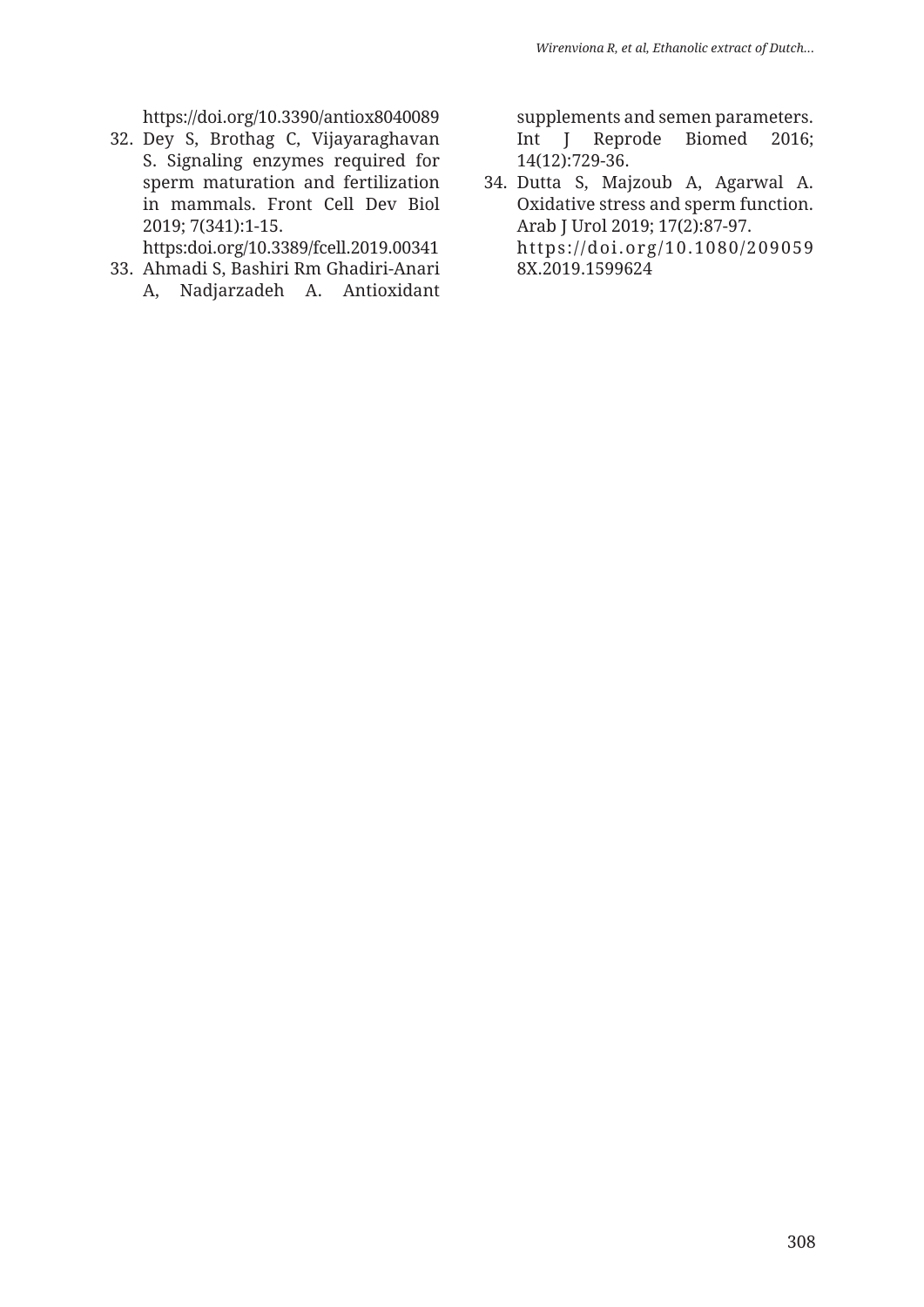https://doi.org/10.3390/antiox8040089

32. Dey S, Brothag C, Vijayaraghavan S. Signaling enzymes required for sperm maturation and fertilization in mammals. Front Cell Dev Biol 2019; 7(341):1-15. https:doi.org/10.3389/fcell.2019.00341
33. Ahmadi S, Bashiri Rm Ghadiri-Anari A, Nadjarzadeh A. Antioxidant supplements and semen parameters. Int J Reprode Biomed 2016; 14(12):729-36.
34. Dutta S, Majzoub A, Agarwal A. Oxidative stress and sperm function. Arab J Urol 2019; 17(2):87-97. https://doi.org/10.1080/2090598X.2019.1599624